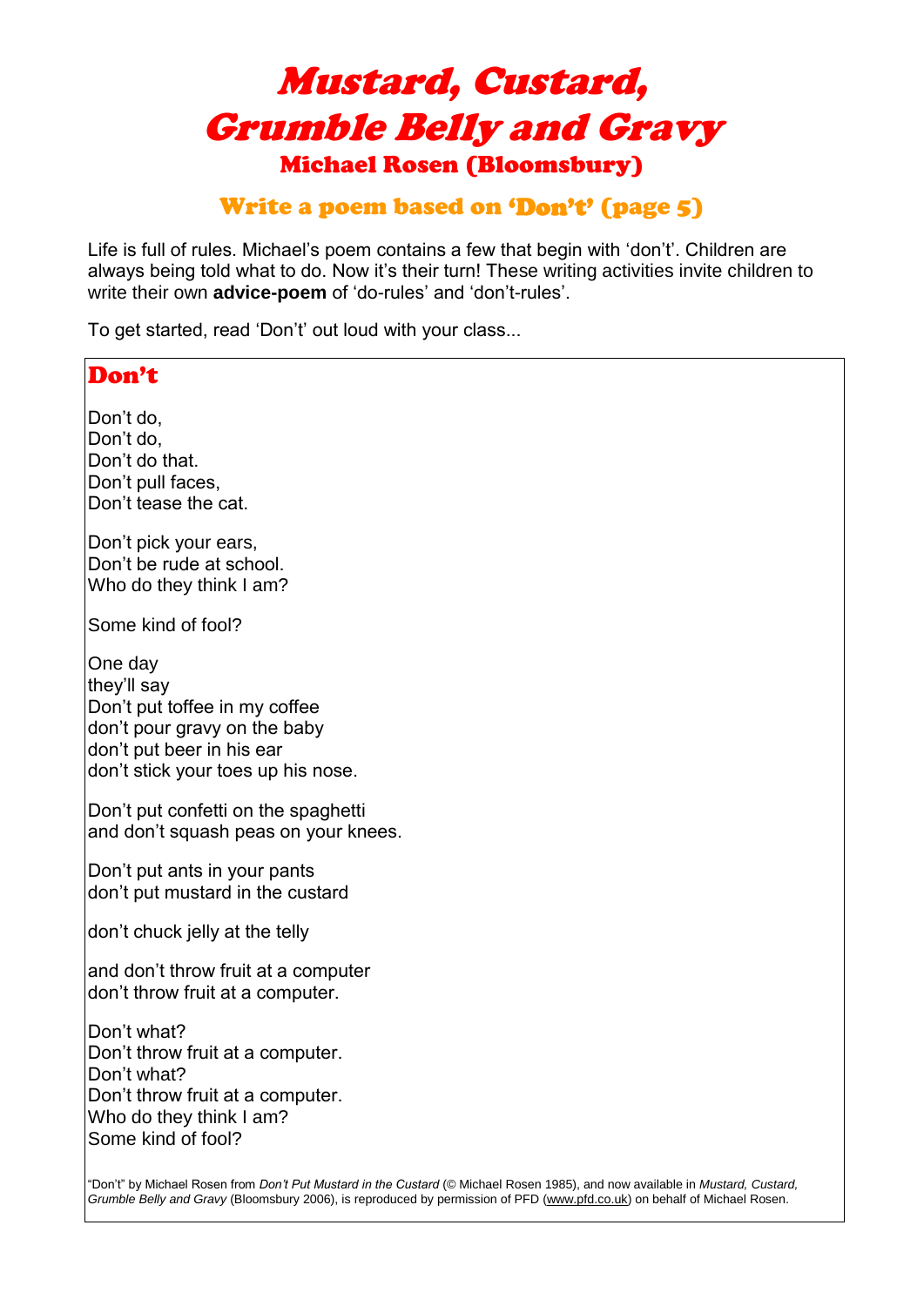# Mustard, Custard, Grumble Belly and Gravy

## Michael Rosen (Bloomsbury)

### Write a poem based on 'Don't' (page 5)

Life is full of rules. Michael's poem contains a few that begin with 'don't'. Children are always being told what to do. Now it's their turn! These writing activities invite children to write their own **advice-poem** of 'do-rules' and 'don't-rules'.

To get started, read 'Don't' out loud with your class...

## Don't

Don't do,  
Don't do,  
Don't do that.  
Don't pull faces,  
Don't tease the cat.

Don't pick your ears,  
Don't be rude at school.  
Who do they think I am?

Some kind of fool?

One day  
they'll say  
Don't put toffee in my coffee  
don't pour gravy on the baby  
don't put beer in his ear  
don't stick your toes up his nose.

Don't put confetti on the spaghetti  
and don't squash peas on your knees.

Don't put ants in your pants  
don't put mustard in the custard

don't chuck jelly at the telly

and don't throw fruit at a computer  
don't throw fruit at a computer.

Don't what?  
Don't throw fruit at a computer.  
Don't what?  
Don't throw fruit at a computer.  
Who do they think I am?  
Some kind of fool?

"Don't" by Michael Rosen from *Don't Put Mustard in the Custard* (© Michael Rosen 1985), and now available in *Mustard, Custard, Grumble Belly and Gravy* (Bloomsbury 2006), is reproduced by permission of PFD (www.pfd.co.uk) on behalf of Michael Rosen.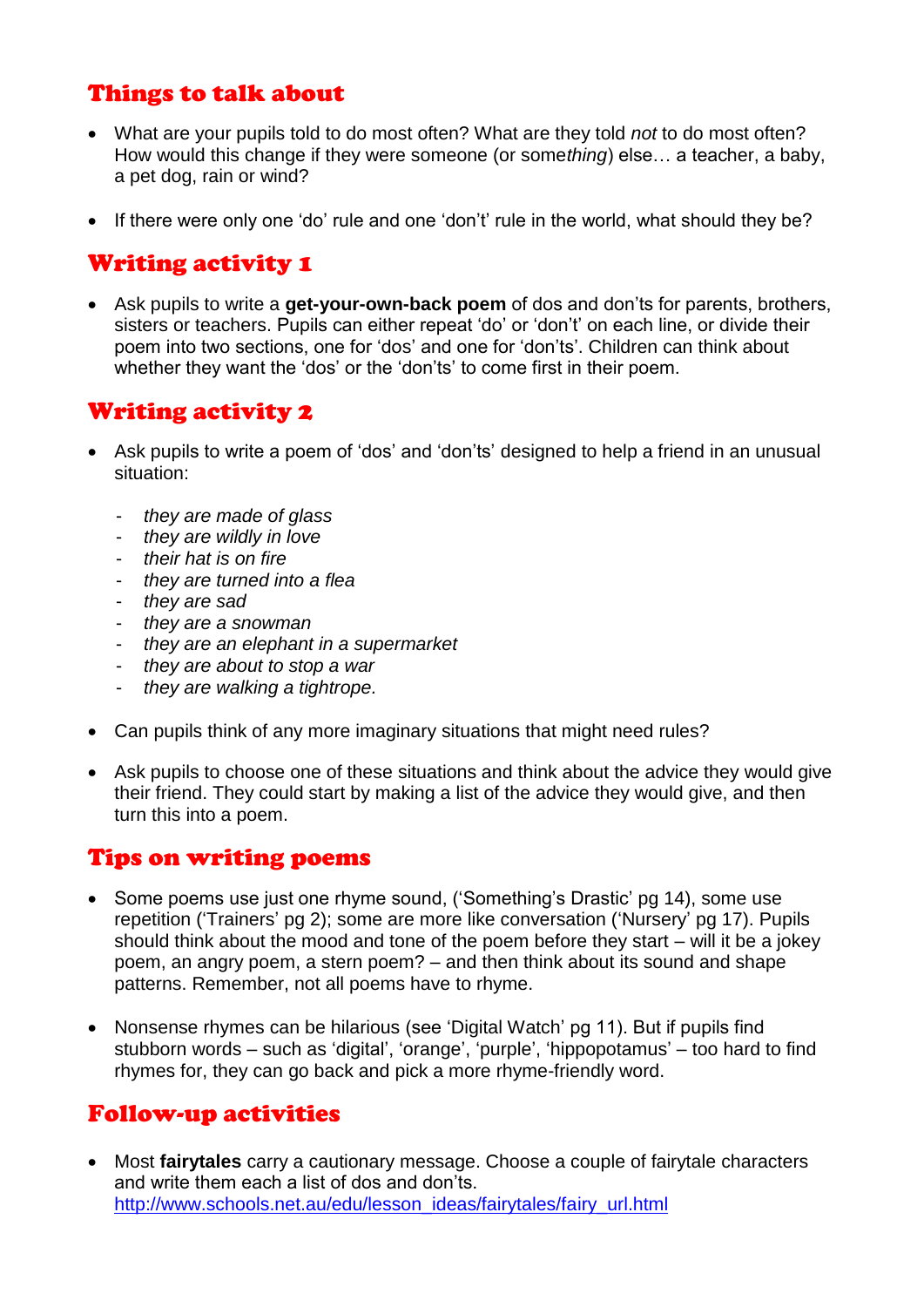## Things to talk about

- What are your pupils told to do most often? What are they told *not* to do most often? How would this change if they were someone (or some*thing*) else… a teacher, a baby, a pet dog, rain or wind?
- If there were only one 'do' rule and one 'don't' rule in the world, what should they be?

## Writing activity 1

- Ask pupils to write a **get-your-own-back poem** of dos and don'ts for parents, brothers, sisters or teachers. Pupils can either repeat 'do' or 'don't' on each line, or divide their poem into two sections, one for 'dos' and one for 'don'ts'. Children can think about whether they want the 'dos' or the 'don'ts' to come first in their poem.

## Writing activity 2

- Ask pupils to write a poem of 'dos' and 'don'ts' designed to help a friend in an unusual situation:
  - *they are made of glass*
  - *they are wildly in love*
  - *their hat is on fire*
  - *they are turned into a flea*
  - *they are sad*
  - *they are a snowman*
  - *they are an elephant in a supermarket*
  - *they are about to stop a war*
  - *they are walking a tightrope.*
- Can pupils think of any more imaginary situations that might need rules?
- Ask pupils to choose one of these situations and think about the advice they would give their friend. They could start by making a list of the advice they would give, and then turn this into a poem.

## Tips on writing poems

- Some poems use just one rhyme sound, ('Something's Drastic' pg 14), some use repetition ('Trainers' pg 2); some are more like conversation ('Nursery' pg 17). Pupils should think about the mood and tone of the poem before they start – will it be a jokey poem, an angry poem, a stern poem? – and then think about its sound and shape patterns. Remember, not all poems have to rhyme.
- Nonsense rhymes can be hilarious (see 'Digital Watch' pg 11). But if pupils find stubborn words – such as 'digital', 'orange', 'purple', 'hippopotamus' – too hard to find rhymes for, they can go back and pick a more rhyme-friendly word.

## Follow-up activities

- Most **fairytales** carry a cautionary message. Choose a couple of fairytale characters and write them each a list of dos and don'ts.
  http://www.schools.net.au/edu/lesson_ideas/fairytales/fairy_url.html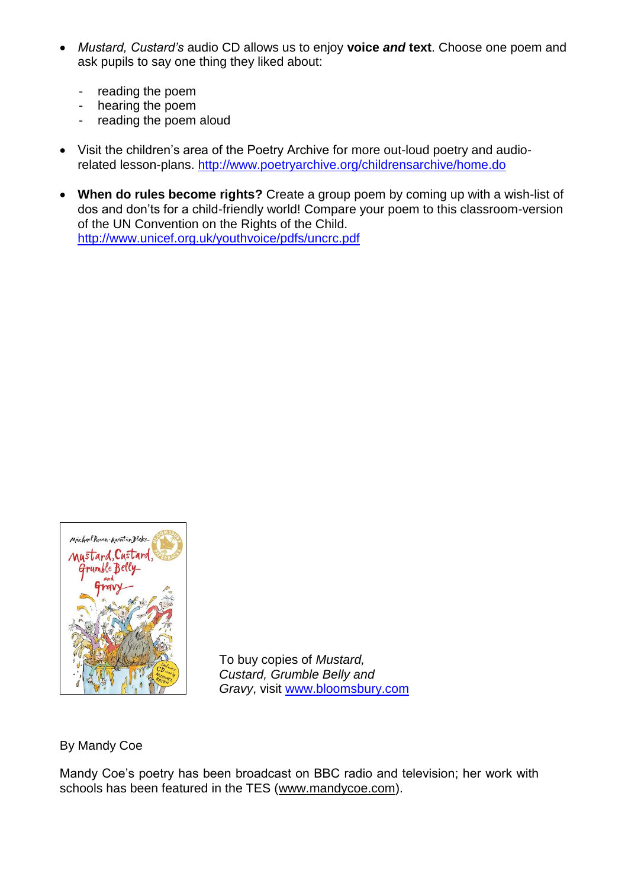- *Mustard, Custard's* audio CD allows us to enjoy **voice *and* text**. Choose one poem and ask pupils to say one thing they liked about:

    - reading the poem
    - hearing the poem
    - reading the poem aloud

- Visit the children's area of the Poetry Archive for more out-loud poetry and audio-related lesson-plans. http://www.poetryarchive.org/childrensarchive/home.do

- **When do rules become rights?** Create a group poem by coming up with a wish-list of dos and don'ts for a child-friendly world! Compare your poem to this classroom-version of the UN Convention on the Rights of the Child. http://www.unicef.org.uk/youthvoice/pdfs/uncrc.pdf

To buy copies of *Mustard, Custard, Grumble Belly and Gravy*, visit www.bloomsbury.com

By Mandy Coe

Mandy Coe's poetry has been broadcast on BBC radio and television; her work with schools has been featured in the TES (www.mandycoe.com).